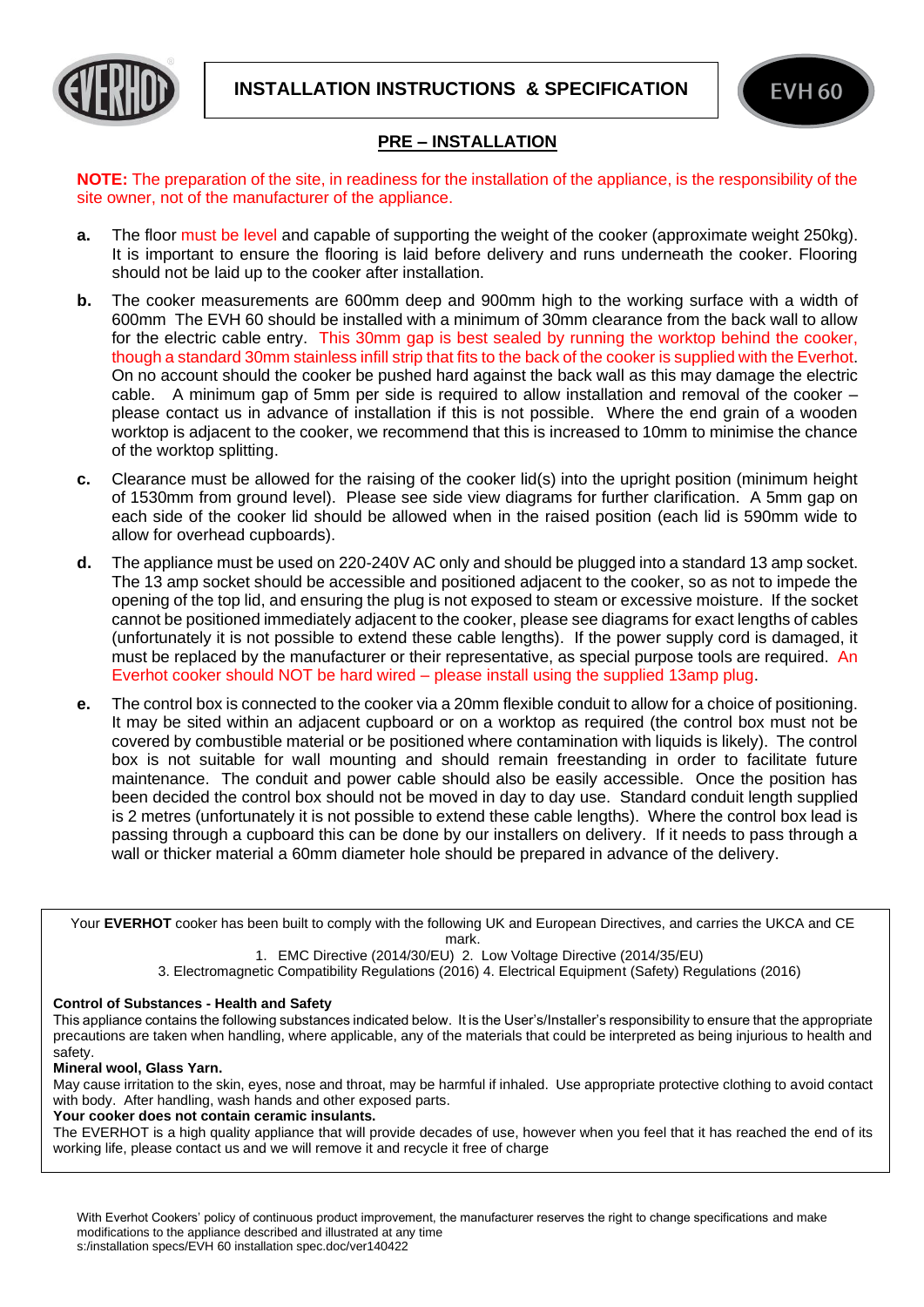# INSTALLATION INSTRUCTIONS & SPECIFICATION

EVH 60

## PRE – INSTALLATION

**NOTE:** The preparation of the site, in readiness for the installation of the appliance, is the responsibility of the site owner, not of the manufacturer of the appliance.

- **a.** The floor must be level and capable of supporting the weight of the cooker (approximate weight 250kg). It is important to ensure the flooring is laid before delivery and runs underneath the cooker. Flooring should not be laid up to the cooker after installation.
- **b.** The cooker measurements are 600mm deep and 900mm high to the working surface with a width of 600mm The EVH 60 should be installed with a minimum of 30mm clearance from the back wall to allow for the electric cable entry. This 30mm gap is best sealed by running the worktop behind the cooker, though a standard 30mm stainless infill strip that fits to the back of the cooker is supplied with the Everhot. On no account should the cooker be pushed hard against the back wall as this may damage the electric cable. A minimum gap of 5mm per side is required to allow installation and removal of the cooker – please contact us in advance of installation if this is not possible. Where the end grain of a wooden worktop is adjacent to the cooker, we recommend that this is increased to 10mm to minimise the chance of the worktop splitting.
- **c.** Clearance must be allowed for the raising of the cooker lid(s) into the upright position (minimum height of 1530mm from ground level). Please see side view diagrams for further clarification. A 5mm gap on each side of the cooker lid should be allowed when in the raised position (each lid is 590mm wide to allow for overhead cupboards).
- **d.** The appliance must be used on 220-240V AC only and should be plugged into a standard 13 amp socket. The 13 amp socket should be accessible and positioned adjacent to the cooker, so as not to impede the opening of the top lid, and ensuring the plug is not exposed to steam or excessive moisture. If the socket cannot be positioned immediately adjacent to the cooker, please see diagrams for exact lengths of cables (unfortunately it is not possible to extend these cable lengths). If the power supply cord is damaged, it must be replaced by the manufacturer or their representative, as special purpose tools are required. An Everhot cooker should NOT be hard wired – please install using the supplied 13amp plug.
- **e.** The control box is connected to the cooker via a 20mm flexible conduit to allow for a choice of positioning. It may be sited within an adjacent cupboard or on a worktop as required (the control box must not be covered by combustible material or be positioned where contamination with liquids is likely). The control box is not suitable for wall mounting and should remain freestanding in order to facilitate future maintenance. The conduit and power cable should also be easily accessible. Once the position has been decided the control box should not be moved in day to day use. Standard conduit length supplied is 2 metres (unfortunately it is not possible to extend these cable lengths). Where the control box lead is passing through a cupboard this can be done by our installers on delivery. If it needs to pass through a wall or thicker material a 60mm diameter hole should be prepared in advance of the delivery.

---

Your **EVERHOT** cooker has been built to comply with the following UK and European Directives, and carries the UKCA and CE mark.

1. EMC Directive (2014/30/EU) 2. Low Voltage Directive (2014/35/EU)
3. Electromagnetic Compatibility Regulations (2016) 4. Electrical Equipment (Safety) Regulations (2016)

**Control of Substances - Health and Safety**

This appliance contains the following substances indicated below. It is the User's/Installer's responsibility to ensure that the appropriate precautions are taken when handling, where applicable, any of the materials that could be interpreted as being injurious to health and safety.

**Mineral wool, Glass Yarn.**

May cause irritation to the skin, eyes, nose and throat, may be harmful if inhaled. Use appropriate protective clothing to avoid contact with body. After handling, wash hands and other exposed parts.

**Your cooker does not contain ceramic insulants.**

The EVERHOT is a high quality appliance that will provide decades of use, however when you feel that it has reached the end of its working life, please contact us and we will remove it and recycle it free of charge

---

With Everhot Cookers' policy of continuous product improvement, the manufacturer reserves the right to change specifications and make modifications to the appliance described and illustrated at any time
s:/installation specs/EVH 60 installation spec.doc/ver140422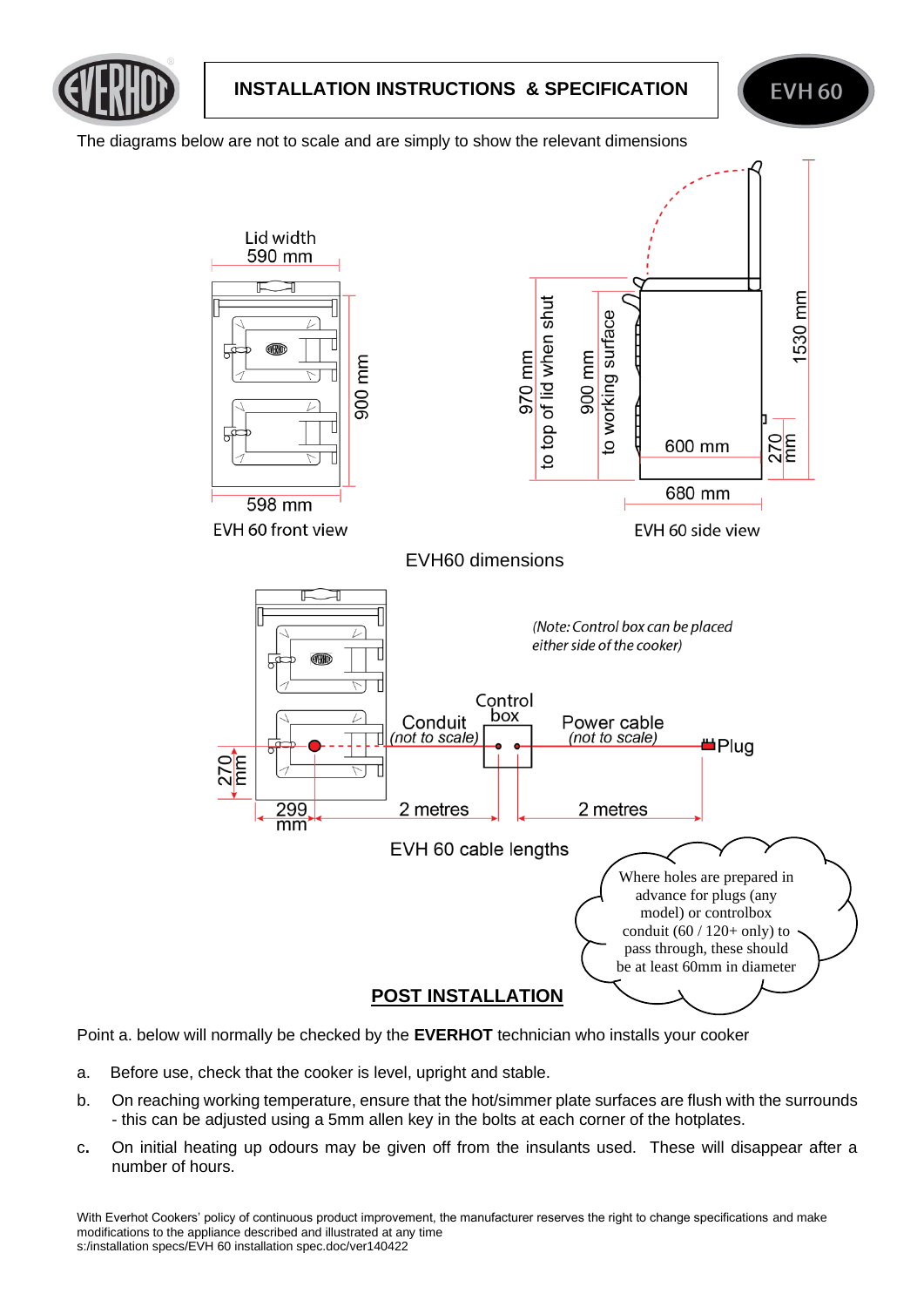# INSTALLATION INSTRUCTIONS & SPECIFICATION

EVH 60

The diagrams below are not to scale and are simply to show the relevant dimensions

Lid width
590 mm

900 mm

598 mm

EVH 60 front view

970 mm
to top of lid when shut

900 mm
to working surface

600 mm

680 mm

1530 mm

270 mm

EVH 60 side view

EVH60 dimensions

*(Note: Control box can be placed either side of the cooker)*

Conduit
*(not to scale)*

Control box

Power cable
*(not to scale)*

Plug

270 mm

299 mm

2 metres

2 metres

EVH 60 cable lengths

Where holes are prepared in advance for plugs (any model) or controlbox conduit (60 / 120+ only) to pass through, these should be at least 60mm in diameter

## POST INSTALLATION

Point a. below will normally be checked by the **EVERHOT** technician who installs your cooker

a. Before use, check that the cooker is level, upright and stable.

b. On reaching working temperature, ensure that the hot/simmer plate surfaces are flush with the surrounds - this can be adjusted using a 5mm allen key in the bolts at each corner of the hotplates.

c. On initial heating up odours may be given off from the insulants used. These will disappear after a number of hours.

With Everhot Cookers' policy of continuous product improvement, the manufacturer reserves the right to change specifications and make modifications to the appliance described and illustrated at any time
s:/installation specs/EVH 60 installation spec.doc/ver140422